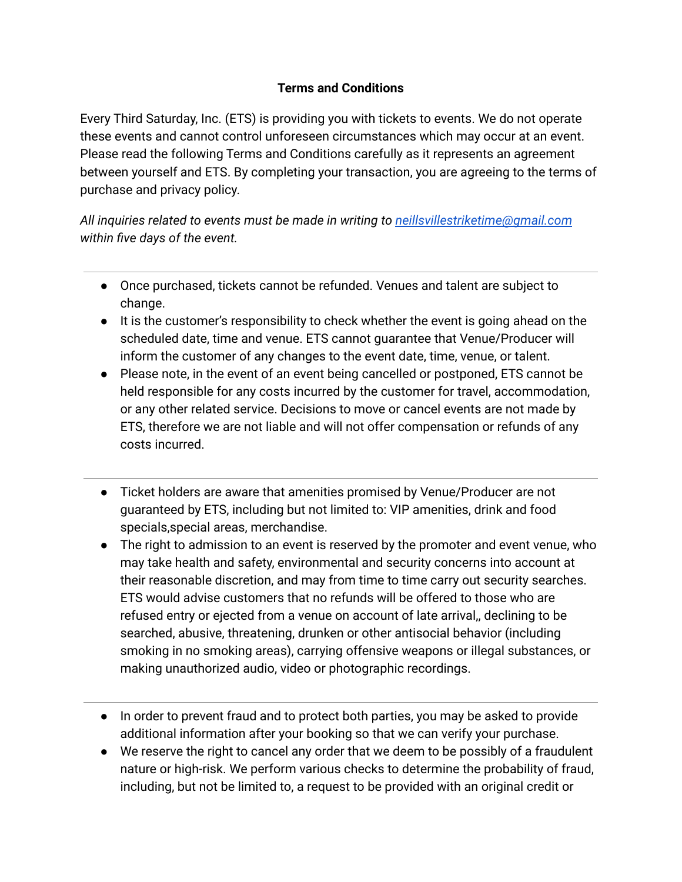**Terms and Conditions**

Every Third Saturday, Inc. (ETS) is providing you with tickets to events. We do not operate these events and cannot control unforeseen circumstances which may occur at an event. Please read the following Terms and Conditions carefully as it represents an agreement between yourself and ETS. By completing your transaction, you are agreeing to the terms of purchase and privacy policy.

*All inquiries related to events must be made in writing to [neillsvillestriketime@gmail.com](mailto:neillsvillestriketime@gmail.com) within five days of the event.*

---

- Once purchased, tickets cannot be refunded. Venues and talent are subject to change.
- It is the customer's responsibility to check whether the event is going ahead on the scheduled date, time and venue. ETS cannot guarantee that Venue/Producer will inform the customer of any changes to the event date, time, venue, or talent.
- Please note, in the event of an event being cancelled or postponed, ETS cannot be held responsible for any costs incurred by the customer for travel, accommodation, or any other related service. Decisions to move or cancel events are not made by ETS, therefore we are not liable and will not offer compensation or refunds of any costs incurred.

---

- Ticket holders are aware that amenities promised by Venue/Producer are not guaranteed by ETS, including but not limited to: VIP amenities, drink and food specials,special areas, merchandise.
- The right to admission to an event is reserved by the promoter and event venue, who may take health and safety, environmental and security concerns into account at their reasonable discretion, and may from time to time carry out security searches. ETS would advise customers that no refunds will be offered to those who are refused entry or ejected from a venue on account of late arrival,, declining to be searched, abusive, threatening, drunken or other antisocial behavior (including smoking in no smoking areas), carrying offensive weapons or illegal substances, or making unauthorized audio, video or photographic recordings.

---

- In order to prevent fraud and to protect both parties, you may be asked to provide additional information after your booking so that we can verify your purchase.
- We reserve the right to cancel any order that we deem to be possibly of a fraudulent nature or high-risk. We perform various checks to determine the probability of fraud, including, but not be limited to, a request to be provided with an original credit or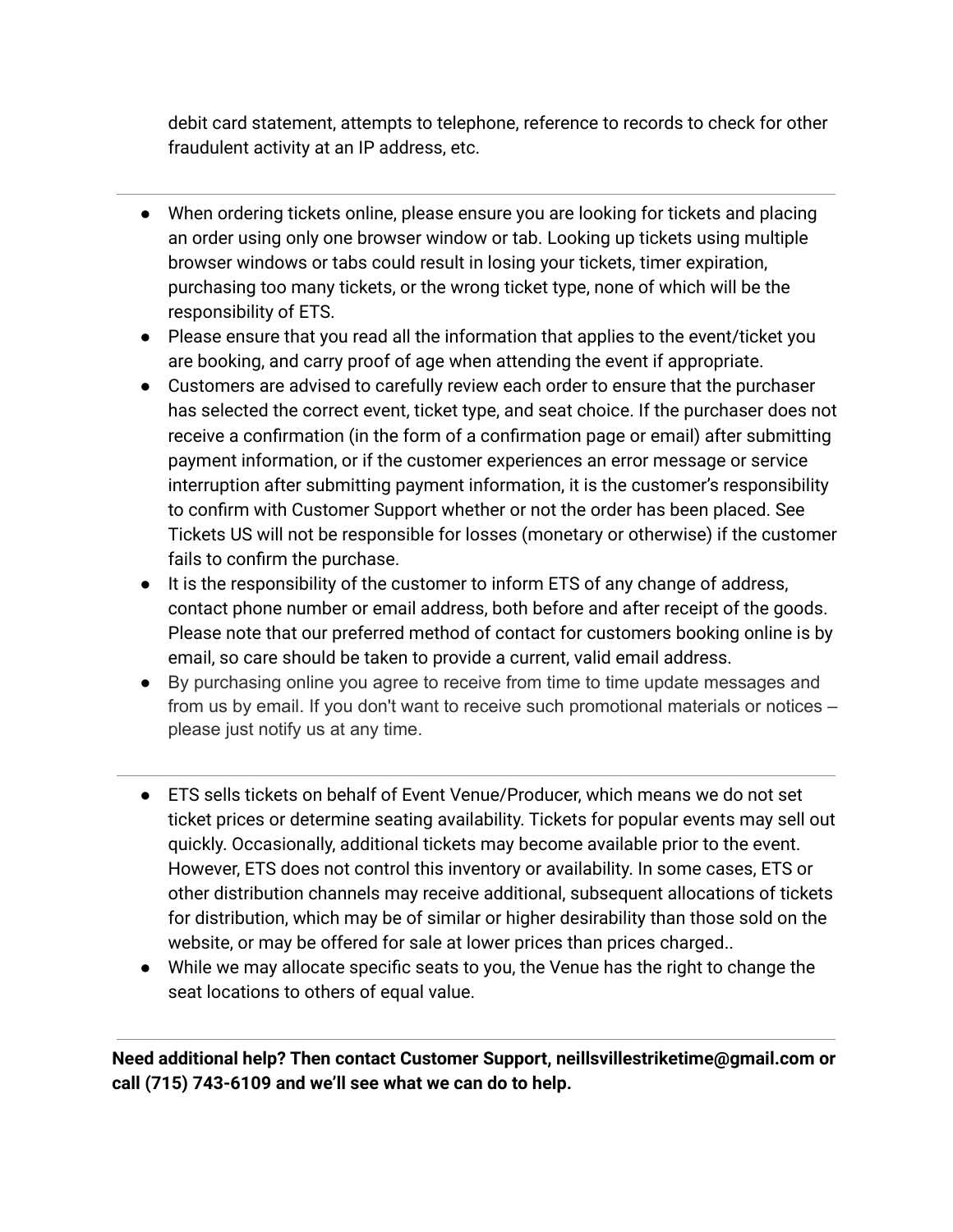debit card statement, attempts to telephone, reference to records to check for other fraudulent activity at an IP address, etc.

---

- When ordering tickets online, please ensure you are looking for tickets and placing an order using only one browser window or tab. Looking up tickets using multiple browser windows or tabs could result in losing your tickets, timer expiration, purchasing too many tickets, or the wrong ticket type, none of which will be the responsibility of ETS.
- Please ensure that you read all the information that applies to the event/ticket you are booking, and carry proof of age when attending the event if appropriate.
- Customers are advised to carefully review each order to ensure that the purchaser has selected the correct event, ticket type, and seat choice. If the purchaser does not receive a confirmation (in the form of a confirmation page or email) after submitting payment information, or if the customer experiences an error message or service interruption after submitting payment information, it is the customer's responsibility to confirm with Customer Support whether or not the order has been placed. See Tickets US will not be responsible for losses (monetary or otherwise) if the customer fails to confirm the purchase.
- It is the responsibility of the customer to inform ETS of any change of address, contact phone number or email address, both before and after receipt of the goods. Please note that our preferred method of contact for customers booking online is by email, so care should be taken to provide a current, valid email address.
- By purchasing online you agree to receive from time to time update messages and from us by email. If you don't want to receive such promotional materials or notices – please just notify us at any time.

---

- ETS sells tickets on behalf of Event Venue/Producer, which means we do not set ticket prices or determine seating availability. Tickets for popular events may sell out quickly. Occasionally, additional tickets may become available prior to the event. However, ETS does not control this inventory or availability. In some cases, ETS or other distribution channels may receive additional, subsequent allocations of tickets for distribution, which may be of similar or higher desirability than those sold on the website, or may be offered for sale at lower prices than prices charged..
- While we may allocate specific seats to you, the Venue has the right to change the seat locations to others of equal value.

---

**Need additional help? Then contact Customer Support, neillsvillestriketime@gmail.com or call (715) 743-6109 and we'll see what we can do to help.**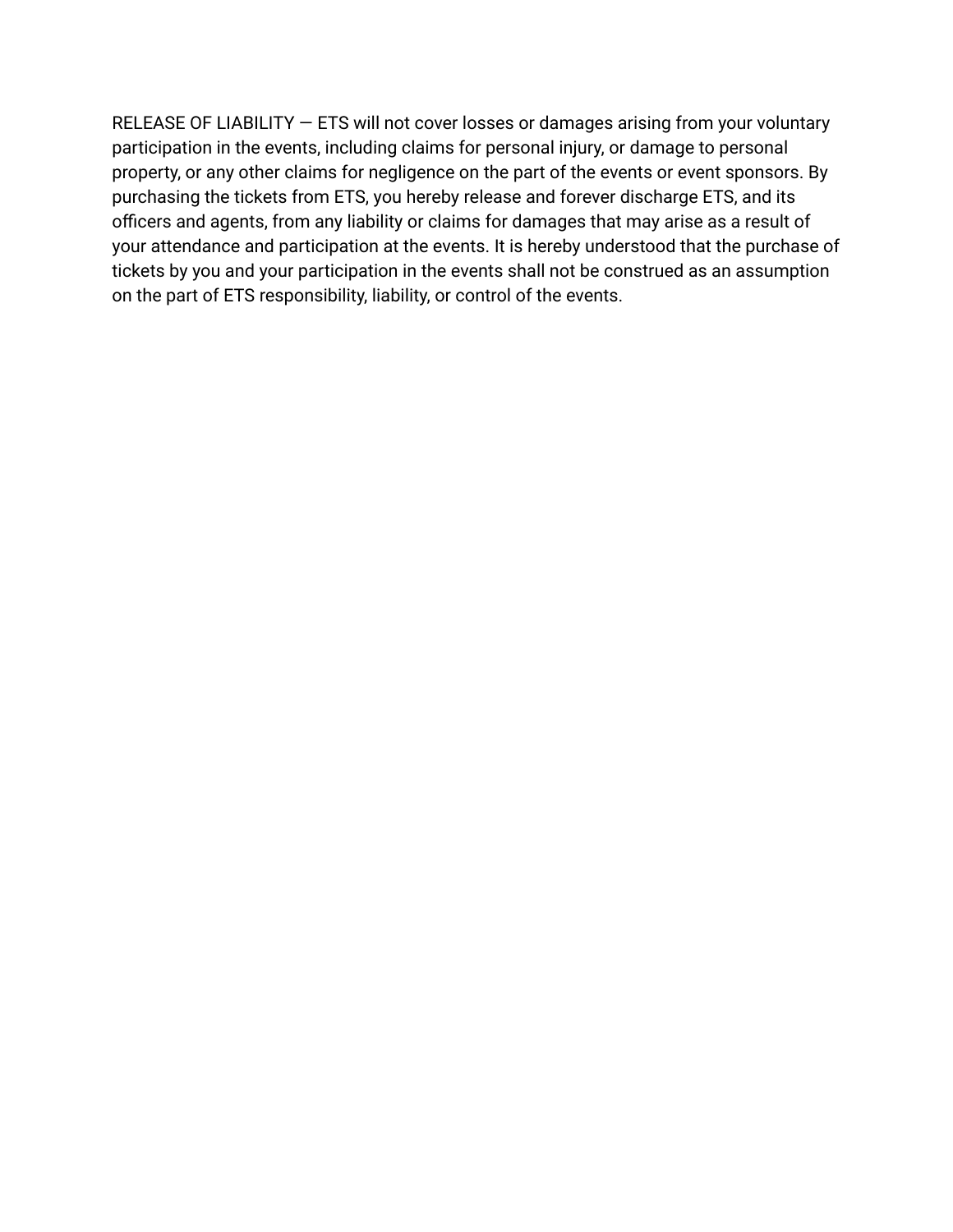RELEASE OF LIABILITY — ETS will not cover losses or damages arising from your voluntary participation in the events, including claims for personal injury, or damage to personal property, or any other claims for negligence on the part of the events or event sponsors. By purchasing the tickets from ETS, you hereby release and forever discharge ETS, and its officers and agents, from any liability or claims for damages that may arise as a result of your attendance and participation at the events. It is hereby understood that the purchase of tickets by you and your participation in the events shall not be construed as an assumption on the part of ETS responsibility, liability, or control of the events.